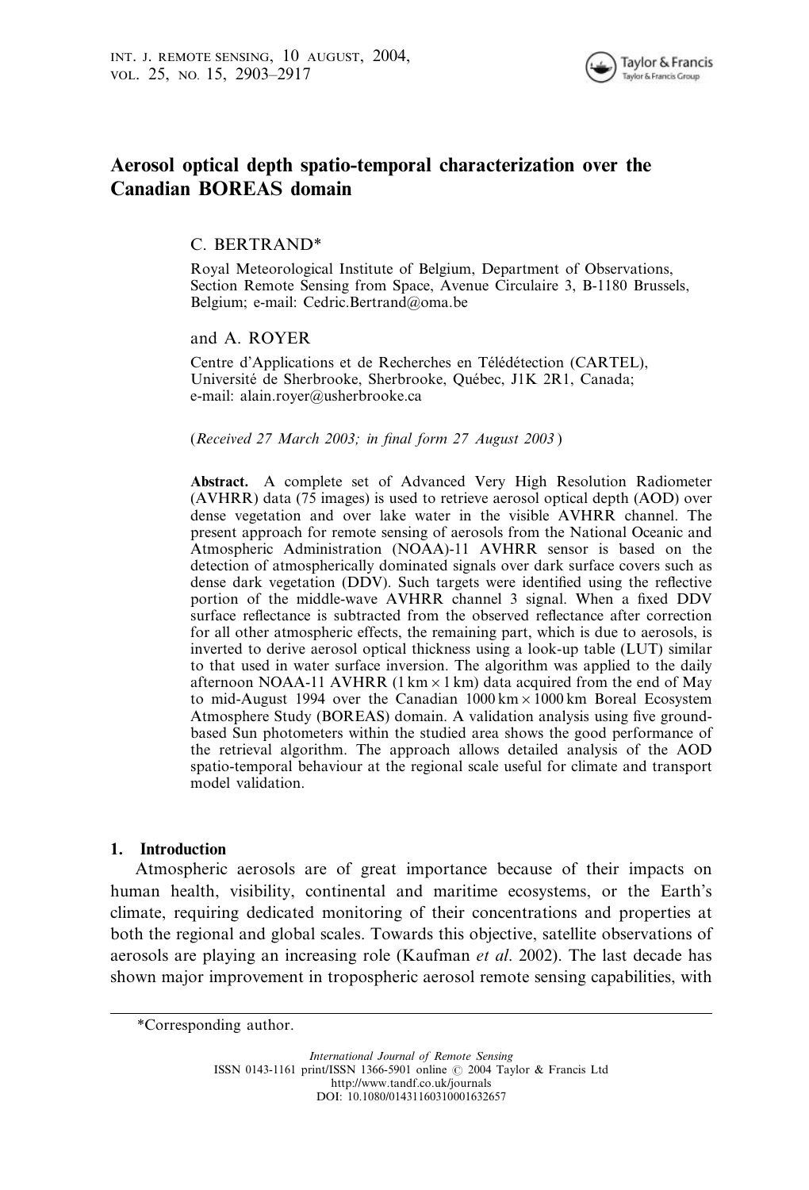# Aerosol optical depth spatio-temporal characterization over the Canadian BOREAS domain

C. BERTRAND*

Royal Meteorological Institute of Belgium, Department of Observations, Section Remote Sensing from Space, Avenue Circulaire 3, B-1180 Brussels, Belgium; e-mail: Cedric.Bertrand@oma.be

and A. ROYER

Centre d'Applications et de Recherches en Télédétection (CARTEL), Université de Sherbrooke, Sherbrooke, Québec, J1K 2R1, Canada; e-mail: alain.royer@usherbrooke.ca

(*Received 27 March 2003; in final form 27 August 2003*)

**Abstract.** A complete set of Advanced Very High Resolution Radiometer (AVHRR) data (75 images) is used to retrieve aerosol optical depth (AOD) over dense vegetation and over lake water in the visible AVHRR channel. The present approach for remote sensing of aerosols from the National Oceanic and Atmospheric Administration (NOAA)-11 AVHRR sensor is based on the detection of atmospherically dominated signals over dark surface covers such as dense dark vegetation (DDV). Such targets were identified using the reflective portion of the middle-wave AVHRR channel 3 signal. When a fixed DDV surface reflectance is subtracted from the observed reflectance after correction for all other atmospheric effects, the remaining part, which is due to aerosols, is inverted to derive aerosol optical thickness using a look-up table (LUT) similar to that used in water surface inversion. The algorithm was applied to the daily afternoon NOAA-11 AVHRR ($1\,\text{km} \times 1\,\text{km}$) data acquired from the end of May to mid-August 1994 over the Canadian $1000\,\text{km} \times 1000\,\text{km}$ Boreal Ecosystem Atmosphere Study (BOREAS) domain. A validation analysis using five ground-based Sun photometers within the studied area shows the good performance of the retrieval algorithm. The approach allows detailed analysis of the AOD spatio-temporal behaviour at the regional scale useful for climate and transport model validation.

## 1. Introduction

Atmospheric aerosols are of great importance because of their impacts on human health, visibility, continental and maritime ecosystems, or the Earth's climate, requiring dedicated monitoring of their concentrations and properties at both the regional and global scales. Towards this objective, satellite observations of aerosols are playing an increasing role (Kaufman *et al*. 2002). The last decade has shown major improvement in tropospheric aerosol remote sensing capabilities, with

---

*Corresponding author.

*International Journal of Remote Sensing*
ISSN 0143-1161 print/ISSN 1366-5901 online © 2004 Taylor & Francis Ltd
http://www.tandf.co.uk/journals
DOI: 10.1080/01431160310001632657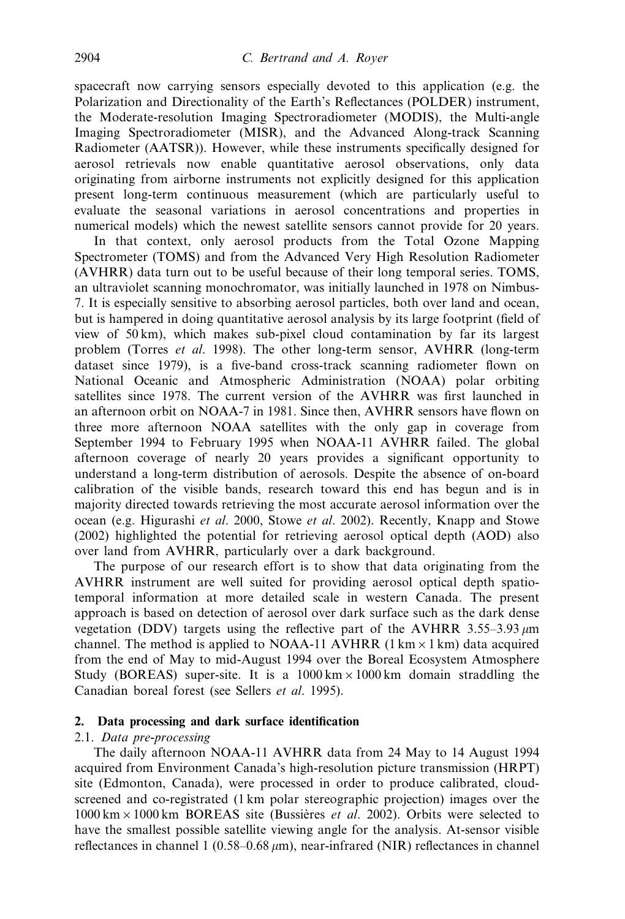spacecraft now carrying sensors especially devoted to this application (e.g. the Polarization and Directionality of the Earth's Reflectances (POLDER) instrument, the Moderate-resolution Imaging Spectroradiometer (MODIS), the Multi-angle Imaging Spectroradiometer (MISR), and the Advanced Along-track Scanning Radiometer (AATSR)). However, while these instruments specifically designed for aerosol retrievals now enable quantitative aerosol observations, only data originating from airborne instruments not explicitly designed for this application present long-term continuous measurement (which are particularly useful to evaluate the seasonal variations in aerosol concentrations and properties in numerical models) which the newest satellite sensors cannot provide for 20 years.

In that context, only aerosol products from the Total Ozone Mapping Spectrometer (TOMS) and from the Advanced Very High Resolution Radiometer (AVHRR) data turn out to be useful because of their long temporal series. TOMS, an ultraviolet scanning monochromator, was initially launched in 1978 on Nimbus-7. It is especially sensitive to absorbing aerosol particles, both over land and ocean, but is hampered in doing quantitative aerosol analysis by its large footprint (field of view of 50 km), which makes sub-pixel cloud contamination by far its largest problem (Torres *et al*. 1998). The other long-term sensor, AVHRR (long-term dataset since 1979), is a five-band cross-track scanning radiometer flown on National Oceanic and Atmospheric Administration (NOAA) polar orbiting satellites since 1978. The current version of the AVHRR was first launched in an afternoon orbit on NOAA-7 in 1981. Since then, AVHRR sensors have flown on three more afternoon NOAA satellites with the only gap in coverage from September 1994 to February 1995 when NOAA-11 AVHRR failed. The global afternoon coverage of nearly 20 years provides a significant opportunity to understand a long-term distribution of aerosols. Despite the absence of on-board calibration of the visible bands, research toward this end has begun and is in majority directed towards retrieving the most accurate aerosol information over the ocean (e.g. Higurashi *et al*. 2000, Stowe *et al*. 2002). Recently, Knapp and Stowe (2002) highlighted the potential for retrieving aerosol optical depth (AOD) also over land from AVHRR, particularly over a dark background.

The purpose of our research effort is to show that data originating from the AVHRR instrument are well suited for providing aerosol optical depth spatio-temporal information at more detailed scale in western Canada. The present approach is based on detection of aerosol over dark surface such as the dark dense vegetation (DDV) targets using the reflective part of the AVHRR 3.55–3.93 $\mu$m channel. The method is applied to NOAA-11 AVHRR (1 km $\times$ 1 km) data acquired from the end of May to mid-August 1994 over the Boreal Ecosystem Atmosphere Study (BOREAS) super-site. It is a 1000 km $\times$ 1000 km domain straddling the Canadian boreal forest (see Sellers *et al*. 1995).

## 2. Data processing and dark surface identification

### 2.1. *Data pre-processing*

The daily afternoon NOAA-11 AVHRR data from 24 May to 14 August 1994 acquired from Environment Canada's high-resolution picture transmission (HRPT) site (Edmonton, Canada), were processed in order to produce calibrated, cloud-screened and co-registrated (1 km polar stereographic projection) images over the 1000 km $\times$ 1000 km BOREAS site (Bussières *et al*. 2002). Orbits were selected to have the smallest possible satellite viewing angle for the analysis. At-sensor visible reflectances in channel 1 (0.58–0.68 $\mu$m), near-infrared (NIR) reflectances in channel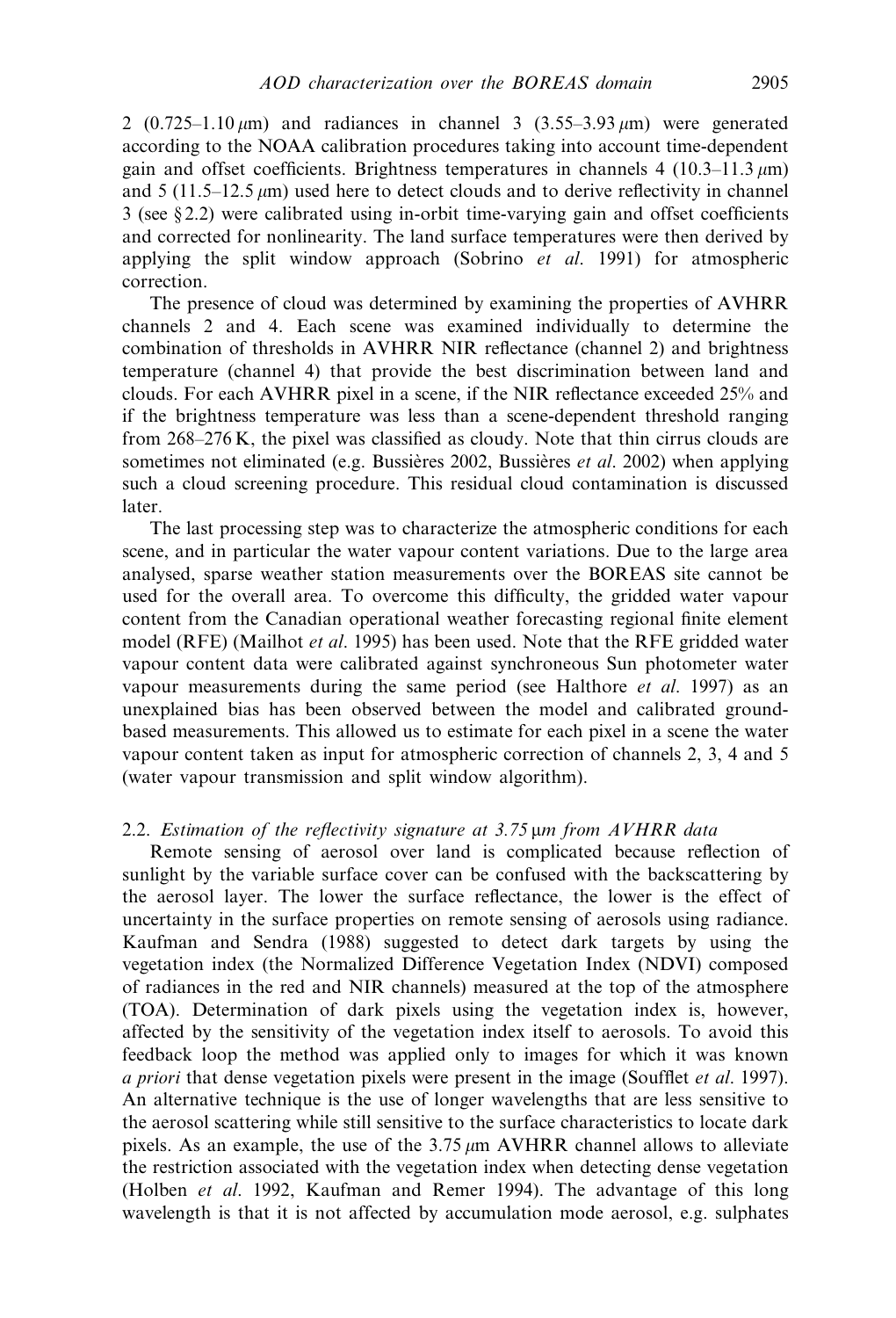2 (0.725–1.10 $\mu$m) and radiances in channel 3 (3.55–3.93 $\mu$m) were generated according to the NOAA calibration procedures taking into account time-dependent gain and offset coefficients. Brightness temperatures in channels 4 (10.3–11.3 $\mu$m) and 5 (11.5–12.5 $\mu$m) used here to detect clouds and to derive reflectivity in channel 3 (see § 2.2) were calibrated using in-orbit time-varying gain and offset coefficients and corrected for nonlinearity. The land surface temperatures were then derived by applying the split window approach (Sobrino *et al.* 1991) for atmospheric correction.

The presence of cloud was determined by examining the properties of AVHRR channels 2 and 4. Each scene was examined individually to determine the combination of thresholds in AVHRR NIR reflectance (channel 2) and brightness temperature (channel 4) that provide the best discrimination between land and clouds. For each AVHRR pixel in a scene, if the NIR reflectance exceeded 25% and if the brightness temperature was less than a scene-dependent threshold ranging from 268–276 K, the pixel was classified as cloudy. Note that thin cirrus clouds are sometimes not eliminated (e.g. Bussières 2002, Bussières *et al.* 2002) when applying such a cloud screening procedure. This residual cloud contamination is discussed later.

The last processing step was to characterize the atmospheric conditions for each scene, and in particular the water vapour content variations. Due to the large area analysed, sparse weather station measurements over the BOREAS site cannot be used for the overall area. To overcome this difficulty, the gridded water vapour content from the Canadian operational weather forecasting regional finite element model (RFE) (Mailhot *et al.* 1995) has been used. Note that the RFE gridded water vapour content data were calibrated against synchroneous Sun photometer water vapour measurements during the same period (see Halthore *et al.* 1997) as an unexplained bias has been observed between the model and calibrated ground-based measurements. This allowed us to estimate for each pixel in a scene the water vapour content taken as input for atmospheric correction of channels 2, 3, 4 and 5 (water vapour transmission and split window algorithm).

### 2.2. *Estimation of the reflectivity signature at 3.75 µm from AVHRR data*

Remote sensing of aerosol over land is complicated because reflection of sunlight by the variable surface cover can be confused with the backscattering by the aerosol layer. The lower the surface reflectance, the lower is the effect of uncertainty in the surface properties on remote sensing of aerosols using radiance. Kaufman and Sendra (1988) suggested to detect dark targets by using the vegetation index (the Normalized Difference Vegetation Index (NDVI) composed of radiances in the red and NIR channels) measured at the top of the atmosphere (TOA). Determination of dark pixels using the vegetation index is, however, affected by the sensitivity of the vegetation index itself to aerosols. To avoid this feedback loop the method was applied only to images for which it was known *a priori* that dense vegetation pixels were present in the image (Soufflet *et al.* 1997). An alternative technique is the use of longer wavelengths that are less sensitive to the aerosol scattering while still sensitive to the surface characteristics to locate dark pixels. As an example, the use of the 3.75 $\mu$m AVHRR channel allows to alleviate the restriction associated with the vegetation index when detecting dense vegetation (Holben *et al.* 1992, Kaufman and Remer 1994). The advantage of this long wavelength is that it is not affected by accumulation mode aerosol, e.g. sulphates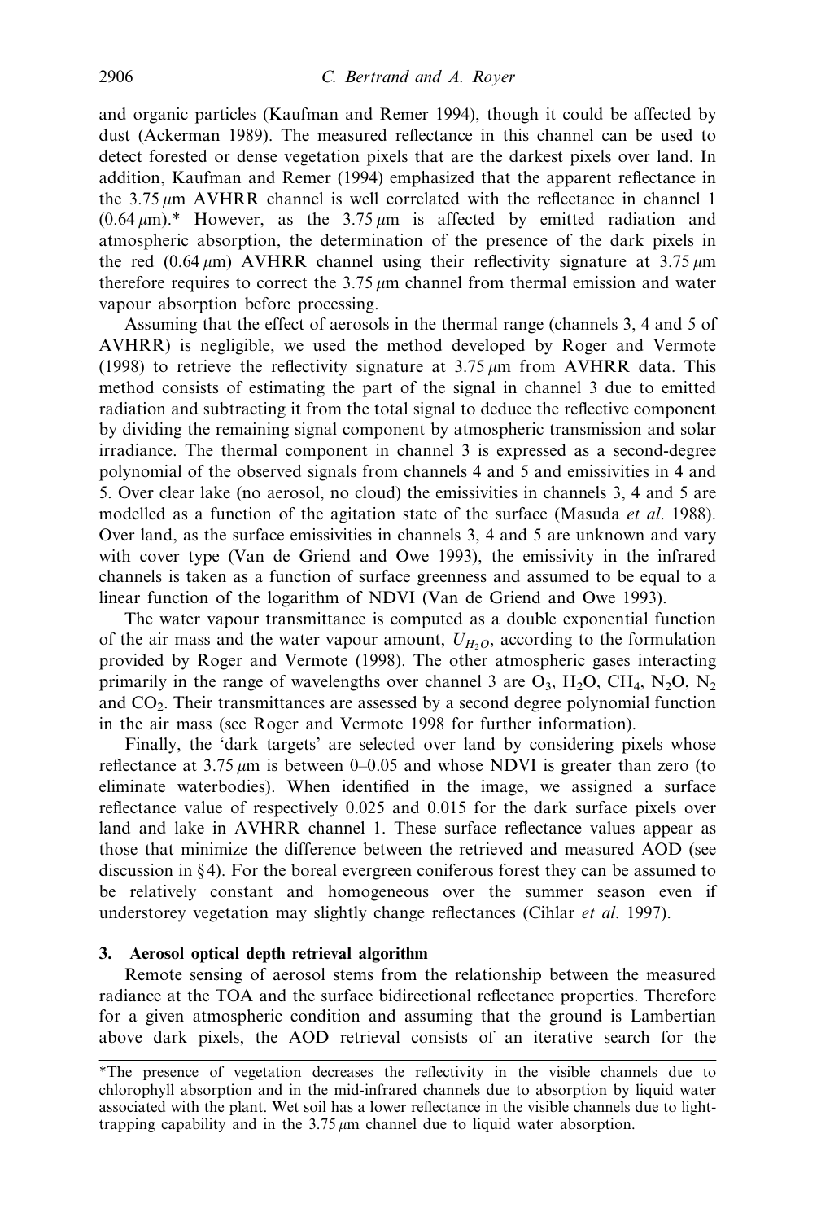and organic particles (Kaufman and Remer 1994), though it could be affected by dust (Ackerman 1989). The measured reflectance in this channel can be used to detect forested or dense vegetation pixels that are the darkest pixels over land. In addition, Kaufman and Remer (1994) emphasized that the apparent reflectance in the 3.75 $\mu$m AVHRR channel is well correlated with the reflectance in channel 1 (0.64 $\mu$m).* However, as the 3.75 $\mu$m is affected by emitted radiation and atmospheric absorption, the determination of the presence of the dark pixels in the red (0.64 $\mu$m) AVHRR channel using their reflectivity signature at 3.75 $\mu$m therefore requires to correct the 3.75 $\mu$m channel from thermal emission and water vapour absorption before processing.

Assuming that the effect of aerosols in the thermal range (channels 3, 4 and 5 of AVHRR) is negligible, we used the method developed by Roger and Vermote (1998) to retrieve the reflectivity signature at 3.75 $\mu$m from AVHRR data. This method consists of estimating the part of the signal in channel 3 due to emitted radiation and subtracting it from the total signal to deduce the reflective component by dividing the remaining signal component by atmospheric transmission and solar irradiance. The thermal component in channel 3 is expressed as a second-degree polynomial of the observed signals from channels 4 and 5 and emissivities in 4 and 5. Over clear lake (no aerosol, no cloud) the emissivities in channels 3, 4 and 5 are modelled as a function of the agitation state of the surface (Masuda *et al.* 1988). Over land, as the surface emissivities in channels 3, 4 and 5 are unknown and vary with cover type (Van de Griend and Owe 1993), the emissivity in the infrared channels is taken as a function of surface greenness and assumed to be equal to a linear function of the logarithm of NDVI (Van de Griend and Owe 1993).

The water vapour transmittance is computed as a double exponential function of the air mass and the water vapour amount, $U_{H_2O}$, according to the formulation provided by Roger and Vermote (1998). The other atmospheric gases interacting primarily in the range of wavelengths over channel 3 are $O_3$, $H_2O$, $CH_4$, $N_2O$, $N_2$ and $CO_2$. Their transmittances are assessed by a second degree polynomial function in the air mass (see Roger and Vermote 1998 for further information).

Finally, the 'dark targets' are selected over land by considering pixels whose reflectance at 3.75 $\mu$m is between 0–0.05 and whose NDVI is greater than zero (to eliminate waterbodies). When identified in the image, we assigned a surface reflectance value of respectively 0.025 and 0.015 for the dark surface pixels over land and lake in AVHRR channel 1. These surface reflectance values appear as those that minimize the difference between the retrieved and measured AOD (see discussion in §4). For the boreal evergreen coniferous forest they can be assumed to be relatively constant and homogeneous over the summer season even if understorey vegetation may slightly change reflectances (Cihlar *et al.* 1997).

## 3. Aerosol optical depth retrieval algorithm

Remote sensing of aerosol stems from the relationship between the measured radiance at the TOA and the surface bidirectional reflectance properties. Therefore for a given atmospheric condition and assuming that the ground is Lambertian above dark pixels, the AOD retrieval consists of an iterative search for the

*The presence of vegetation decreases the reflectivity in the visible channels due to chlorophyll absorption and in the mid-infrared channels due to absorption by liquid water associated with the plant. Wet soil has a lower reflectance in the visible channels due to light-trapping capability and in the 3.75 $\mu$m channel due to liquid water absorption.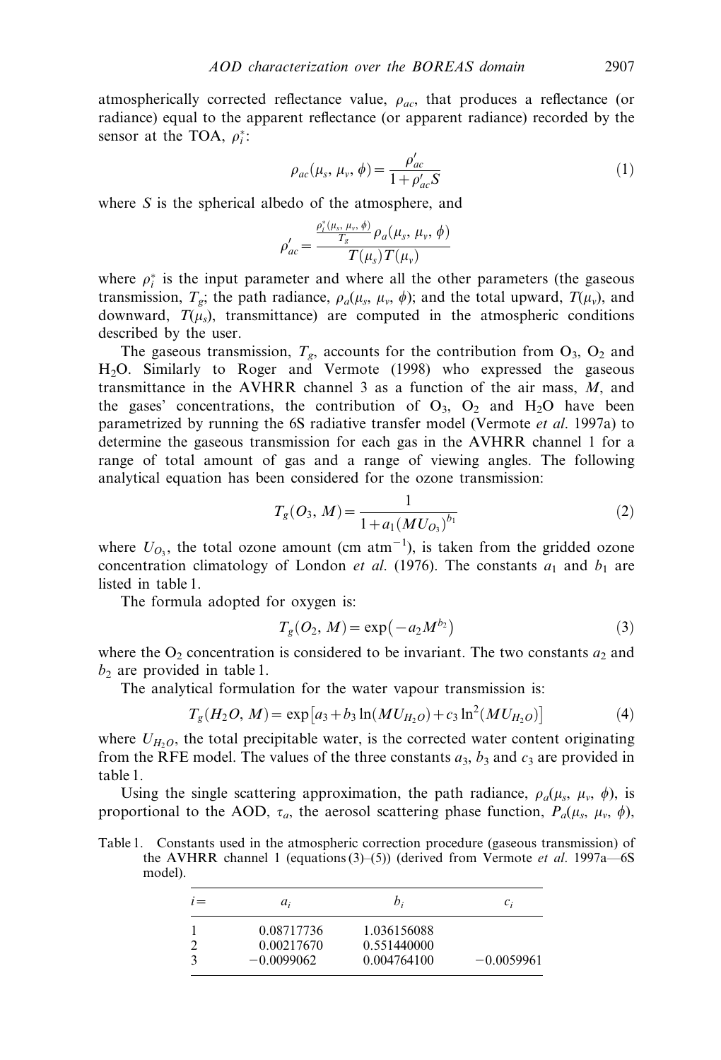atmospherically corrected reflectance value, $\rho_{ac}$, that produces a reflectance (or radiance) equal to the apparent reflectance (or apparent radiance) recorded by the sensor at the TOA, $\rho_i^*$:

$$\rho_{ac}(\mu_s, \mu_v, \phi) = \frac{\rho'_{ac}}{1 + \rho'_{ac} S} \tag{1}$$

where $S$ is the spherical albedo of the atmosphere, and

$$\rho'_{ac} = \frac{\frac{\rho_i^*(\mu_s, \mu_v, \phi)}{T_g} \rho_a(\mu_s, \mu_v, \phi)}{T(\mu_s) T(\mu_v)}$$

where $\rho_i^*$ is the input parameter and where all the other parameters (the gaseous transmission, $T_g$; the path radiance, $\rho_a(\mu_s, \mu_v, \phi)$; and the total upward, $T(\mu_v)$, and downward, $T(\mu_s)$, transmittance) are computed in the atmospheric conditions described by the user.

The gaseous transmission, $T_g$, accounts for the contribution from $O_3$, $O_2$ and $H_2O$. Similarly to Roger and Vermote (1998) who expressed the gaseous transmittance in the AVHRR channel 3 as a function of the air mass, $M$, and the gases' concentrations, the contribution of $O_3$, $O_2$ and $H_2O$ have been parametrized by running the 6S radiative transfer model (Vermote *et al.* 1997a) to determine the gaseous transmission for each gas in the AVHRR channel 1 for a range of total amount of gas and a range of viewing angles. The following analytical equation has been considered for the ozone transmission:

$$T_g(O_3, M) = \frac{1}{1 + a_1 (M U_{O_3})^{b_1}} \tag{2}$$

where $U_{O_3}$, the total ozone amount (cm atm$^{-1}$), is taken from the gridded ozone concentration climatology of London *et al.* (1976). The constants $a_1$ and $b_1$ are listed in table 1.

The formula adopted for oxygen is:

$$T_g(O_2, M) = \exp\left(-a_2 M^{b_2}\right) \tag{3}$$

where the $O_2$ concentration is considered to be invariant. The two constants $a_2$ and $b_2$ are provided in table 1.

The analytical formulation for the water vapour transmission is:

$$T_g(H_2O, M) = \exp\left[a_3 + b_3 \ln(M U_{H_2O}) + c_3 \ln^2(M U_{H_2O})\right] \tag{4}$$

where $U_{H_2O}$, the total precipitable water, is the corrected water content originating from the RFE model. The values of the three constants $a_3$, $b_3$ and $c_3$ are provided in table 1.

Using the single scattering approximation, the path radiance, $\rho_a(\mu_s, \mu_v, \phi)$, is proportional to the AOD, $\tau_a$, the aerosol scattering phase function, $P_a(\mu_s, \mu_v, \phi)$,

Table 1. Constants used in the atmospheric correction procedure (gaseous transmission) of the AVHRR channel 1 (equations (3)–(5)) (derived from Vermote *et al.* 1997a—6S model).

| $i=$ | $a_i$ | $b_i$ | $c_i$ |
|---|---|---|---|
| 1 | 0.08717736 | 1.036156088 | |
| 2 | 0.00217670 | 0.551440000 | |
| 3 | −0.0099062 | 0.004764100 | −0.0059961 |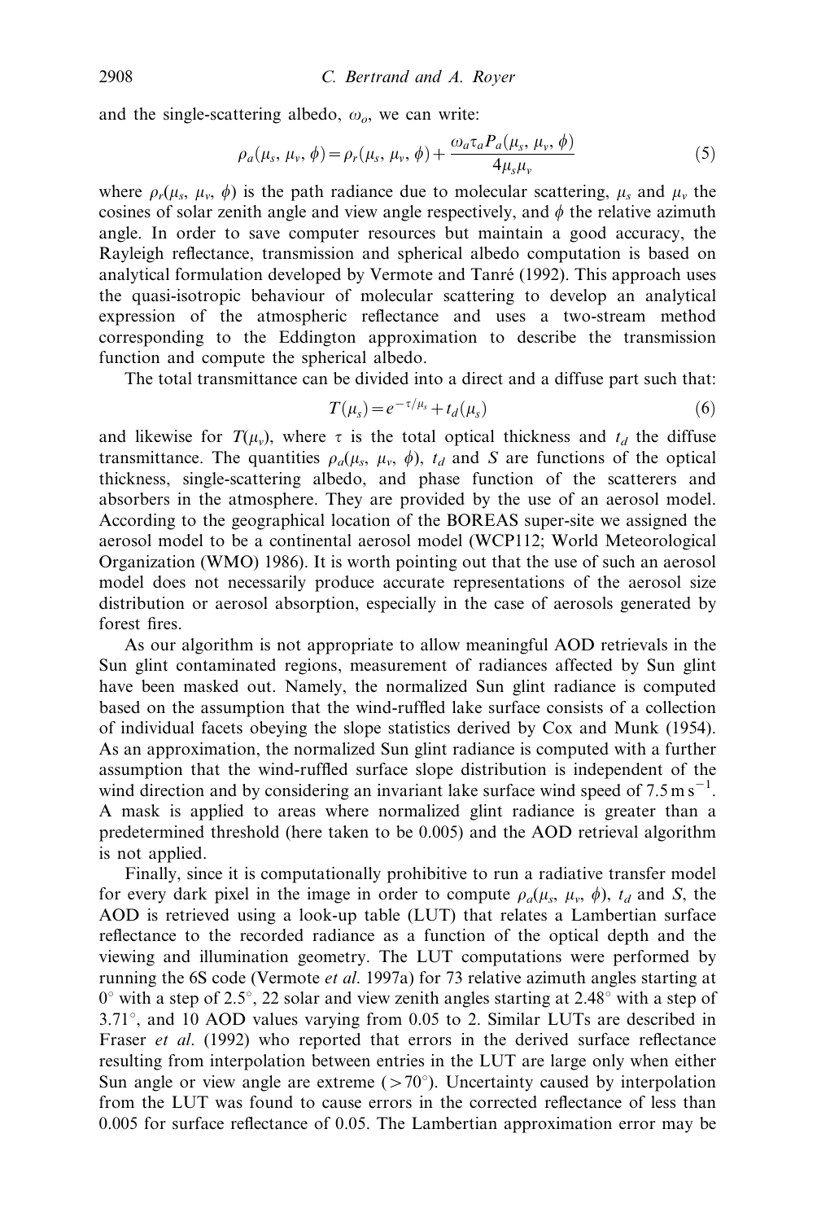and the single-scattering albedo, $\omega_o$, we can write:

$$\rho_a(\mu_s, \mu_v, \phi) = \rho_r(\mu_s, \mu_v, \phi) + \frac{\omega_a \tau_a P_a(\mu_s, \mu_v, \phi)}{4\mu_s\mu_v} \tag{5}$$

where $\rho_r(\mu_s, \mu_v, \phi)$ is the path radiance due to molecular scattering, $\mu_s$ and $\mu_v$ the cosines of solar zenith angle and view angle respectively, and $\phi$ the relative azimuth angle. In order to save computer resources but maintain a good accuracy, the Rayleigh reflectance, transmission and spherical albedo computation is based on analytical formulation developed by Vermote and Tanré (1992). This approach uses the quasi-isotropic behaviour of molecular scattering to develop an analytical expression of the atmospheric reflectance and uses a two-stream method corresponding to the Eddington approximation to describe the transmission function and compute the spherical albedo.

The total transmittance can be divided into a direct and a diffuse part such that:

$$T(\mu_s) = e^{-\tau/\mu_s} + t_d(\mu_s) \tag{6}$$

and likewise for $T(\mu_v)$, where $\tau$ is the total optical thickness and $t_d$ the diffuse transmittance. The quantities $\rho_a(\mu_s, \mu_v, \phi)$, $t_d$ and $S$ are functions of the optical thickness, single-scattering albedo, and phase function of the scatterers and absorbers in the atmosphere. They are provided by the use of an aerosol model. According to the geographical location of the BOREAS super-site we assigned the aerosol model to be a continental aerosol model (WCP112; World Meteorological Organization (WMO) 1986). It is worth pointing out that the use of such an aerosol model does not necessarily produce accurate representations of the aerosol size distribution or aerosol absorption, especially in the case of aerosols generated by forest fires.

As our algorithm is not appropriate to allow meaningful AOD retrievals in the Sun glint contaminated regions, measurement of radiances affected by Sun glint have been masked out. Namely, the normalized Sun glint radiance is computed based on the assumption that the wind-ruffled lake surface consists of a collection of individual facets obeying the slope statistics derived by Cox and Munk (1954). As an approximation, the normalized Sun glint radiance is computed with a further assumption that the wind-ruffled surface slope distribution is independent of the wind direction and by considering an invariant lake surface wind speed of $7.5\,\mathrm{m\,s^{-1}}$. A mask is applied to areas where normalized glint radiance is greater than a predetermined threshold (here taken to be 0.005) and the AOD retrieval algorithm is not applied.

Finally, since it is computationally prohibitive to run a radiative transfer model for every dark pixel in the image in order to compute $\rho_a(\mu_s, \mu_v, \phi)$, $t_d$ and $S$, the AOD is retrieved using a look-up table (LUT) that relates a Lambertian surface reflectance to the recorded radiance as a function of the optical depth and the viewing and illumination geometry. The LUT computations were performed by running the 6S code (Vermote *et al.* 1997a) for 73 relative azimuth angles starting at $0^\circ$ with a step of $2.5^\circ$, 22 solar and view zenith angles starting at $2.48^\circ$ with a step of $3.71^\circ$, and 10 AOD values varying from 0.05 to 2. Similar LUTs are described in Fraser *et al.* (1992) who reported that errors in the derived surface reflectance resulting from interpolation between entries in the LUT are large only when either Sun angle or view angle are extreme ($>70^\circ$). Uncertainty caused by interpolation from the LUT was found to cause errors in the corrected reflectance of less than 0.005 for surface reflectance of 0.05. The Lambertian approximation error may be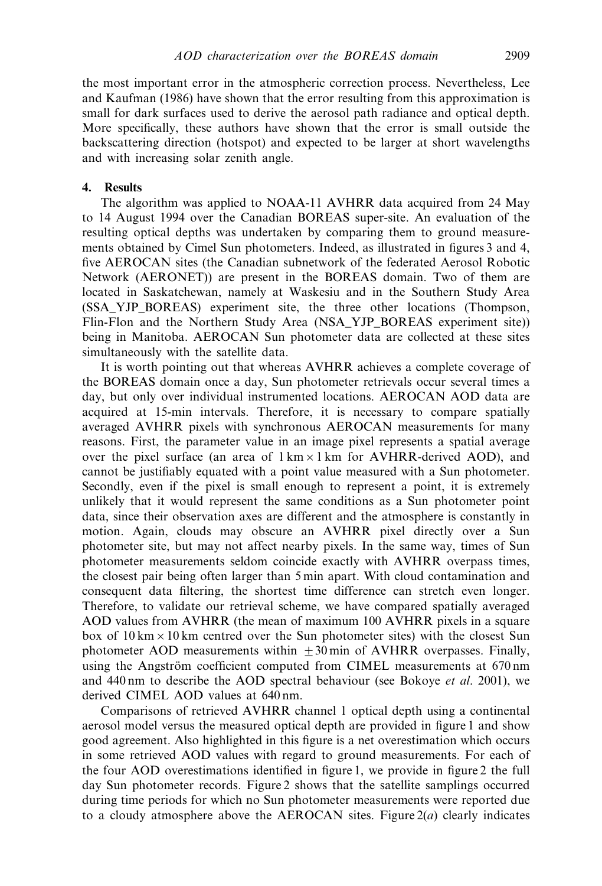the most important error in the atmospheric correction process. Nevertheless, Lee and Kaufman (1986) have shown that the error resulting from this approximation is small for dark surfaces used to derive the aerosol path radiance and optical depth. More specifically, these authors have shown that the error is small outside the backscattering direction (hotspot) and expected to be larger at short wavelengths and with increasing solar zenith angle.

## 4. Results

The algorithm was applied to NOAA-11 AVHRR data acquired from 24 May to 14 August 1994 over the Canadian BOREAS super-site. An evaluation of the resulting optical depths was undertaken by comparing them to ground measurements obtained by Cimel Sun photometers. Indeed, as illustrated in figures 3 and 4, five AEROCAN sites (the Canadian subnetwork of the federated Aerosol Robotic Network (AERONET)) are present in the BOREAS domain. Two of them are located in Saskatchewan, namely at Waskesiu and in the Southern Study Area (SSA_YJP_BOREAS) experiment site, the three other locations (Thompson, Flin-Flon and the Northern Study Area (NSA_YJP_BOREAS experiment site)) being in Manitoba. AEROCAN Sun photometer data are collected at these sites simultaneously with the satellite data.

It is worth pointing out that whereas AVHRR achieves a complete coverage of the BOREAS domain once a day, Sun photometer retrievals occur several times a day, but only over individual instrumented locations. AEROCAN AOD data are acquired at 15-min intervals. Therefore, it is necessary to compare spatially averaged AVHRR pixels with synchronous AEROCAN measurements for many reasons. First, the parameter value in an image pixel represents a spatial average over the pixel surface (an area of $1\,\text{km} \times 1\,\text{km}$ for AVHRR-derived AOD), and cannot be justifiably equated with a point value measured with a Sun photometer. Secondly, even if the pixel is small enough to represent a point, it is extremely unlikely that it would represent the same conditions as a Sun photometer point data, since their observation axes are different and the atmosphere is constantly in motion. Again, clouds may obscure an AVHRR pixel directly over a Sun photometer site, but may not affect nearby pixels. In the same way, times of Sun photometer measurements seldom coincide exactly with AVHRR overpass times, the closest pair being often larger than 5 min apart. With cloud contamination and consequent data filtering, the shortest time difference can stretch even longer. Therefore, to validate our retrieval scheme, we have compared spatially averaged AOD values from AVHRR (the mean of maximum 100 AVHRR pixels in a square box of $10\,\text{km} \times 10\,\text{km}$ centred over the Sun photometer sites) with the closest Sun photometer AOD measurements within $\pm 30$ min of AVHRR overpasses. Finally, using the Angström coefficient computed from CIMEL measurements at 670 nm and 440 nm to describe the AOD spectral behaviour (see Bokoye *et al.* 2001), we derived CIMEL AOD values at 640 nm.

Comparisons of retrieved AVHRR channel 1 optical depth using a continental aerosol model versus the measured optical depth are provided in figure 1 and show good agreement. Also highlighted in this figure is a net overestimation which occurs in some retrieved AOD values with regard to ground measurements. For each of the four AOD overestimations identified in figure 1, we provide in figure 2 the full day Sun photometer records. Figure 2 shows that the satellite samplings occurred during time periods for which no Sun photometer measurements were reported due to a cloudy atmosphere above the AEROCAN sites. Figure 2(*a*) clearly indicates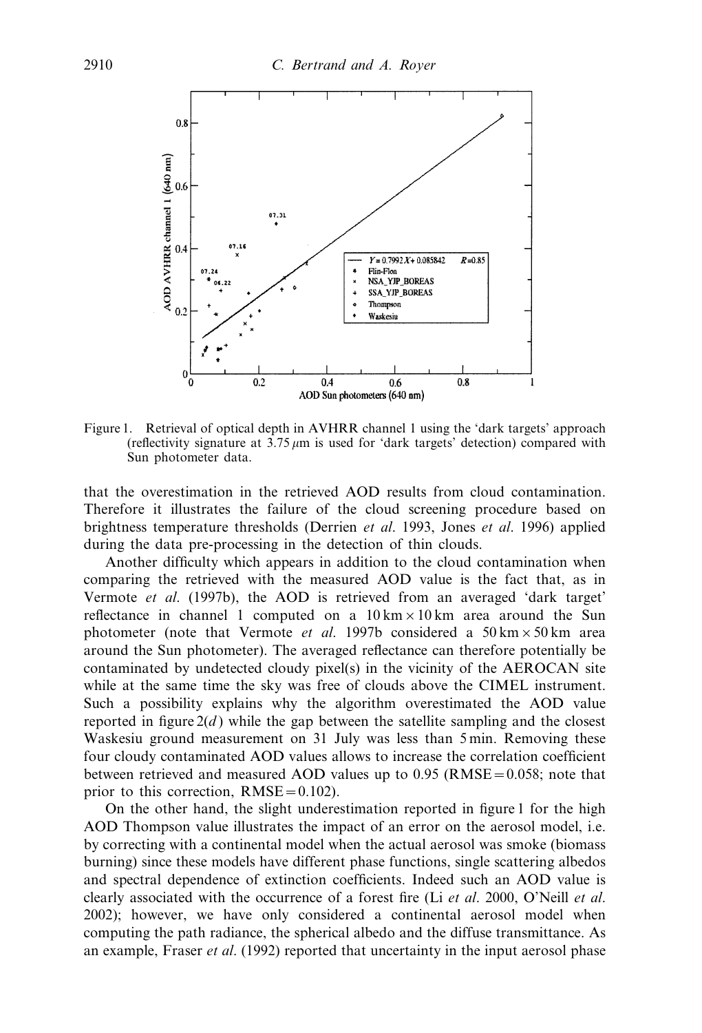Figure 1. Retrieval of optical depth in AVHRR channel 1 using the 'dark targets' approach (reflectivity signature at 3.75 $\mu$m is used for 'dark targets' detection) compared with Sun photometer data.

that the overestimation in the retrieved AOD results from cloud contamination. Therefore it illustrates the failure of the cloud screening procedure based on brightness temperature thresholds (Derrien *et al.* 1993, Jones *et al.* 1996) applied during the data pre-processing in the detection of thin clouds.

Another difficulty which appears in addition to the cloud contamination when comparing the retrieved with the measured AOD value is the fact that, as in Vermote *et al.* (1997b), the AOD is retrieved from an averaged 'dark target' reflectance in channel 1 computed on a $10\,\text{km} \times 10\,\text{km}$ area around the Sun photometer (note that Vermote *et al.* 1997b considered a $50\,\text{km} \times 50\,\text{km}$ area around the Sun photometer). The averaged reflectance can therefore potentially be contaminated by undetected cloudy pixel(s) in the vicinity of the AEROCAN site while at the same time the sky was free of clouds above the CIMEL instrument. Such a possibility explains why the algorithm overestimated the AOD value reported in figure 2(*d*) while the gap between the satellite sampling and the closest Waskesiu ground measurement on 31 July was less than 5 min. Removing these four cloudy contaminated AOD values allows to increase the correlation coefficient between retrieved and measured AOD values up to 0.95 (RMSE = 0.058; note that prior to this correction, RMSE = 0.102).

On the other hand, the slight underestimation reported in figure 1 for the high AOD Thompson value illustrates the impact of an error on the aerosol model, i.e. by correcting with a continental model when the actual aerosol was smoke (biomass burning) since these models have different phase functions, single scattering albedos and spectral dependence of extinction coefficients. Indeed such an AOD value is clearly associated with the occurrence of a forest fire (Li *et al.* 2000, O'Neill *et al.* 2002); however, we have only considered a continental aerosol model when computing the path radiance, the spherical albedo and the diffuse transmittance. As an example, Fraser *et al.* (1992) reported that uncertainty in the input aerosol phase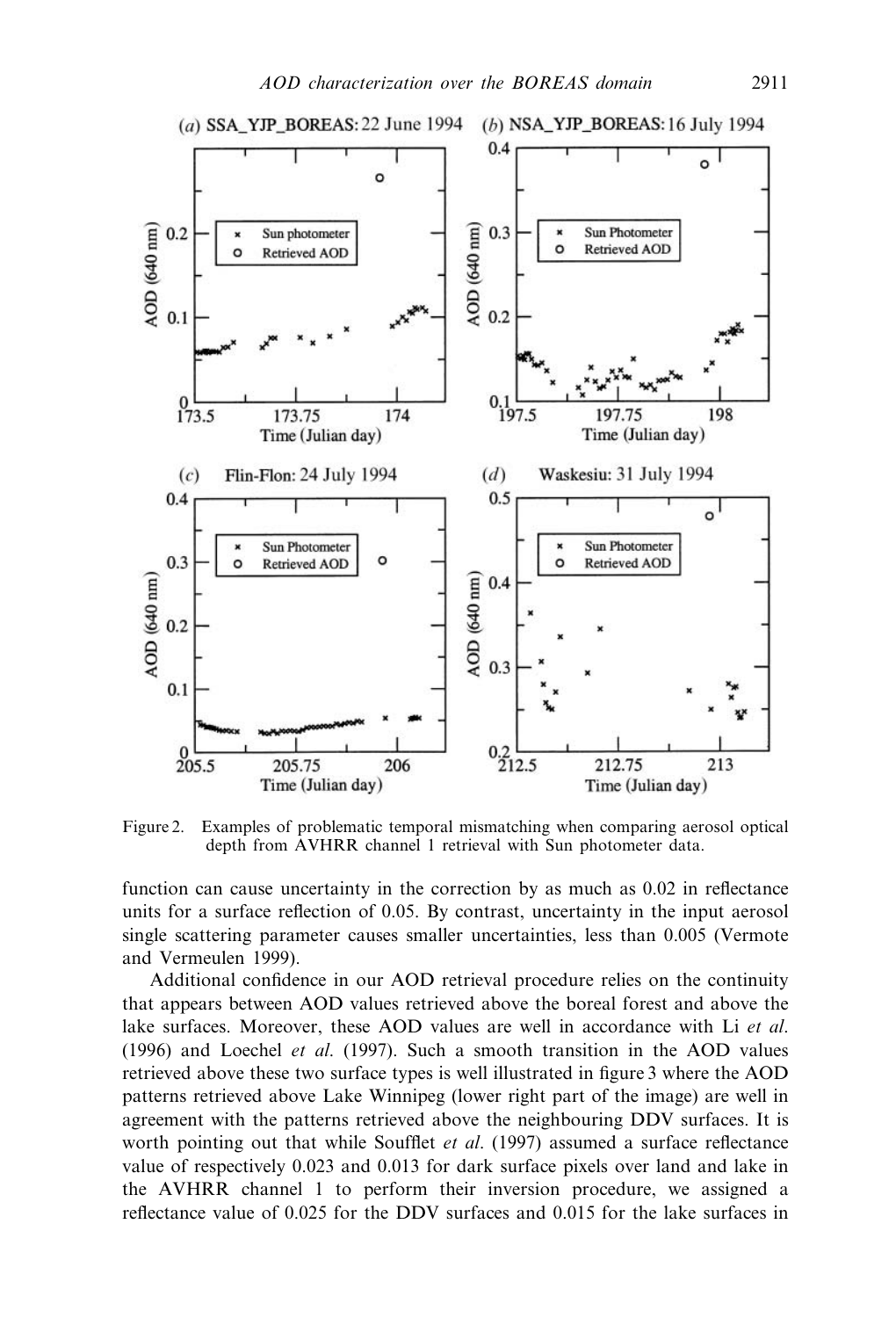Figure 2. Examples of problematic temporal mismatching when comparing aerosol optical depth from AVHRR channel 1 retrieval with Sun photometer data.

function can cause uncertainty in the correction by as much as 0.02 in reflectance units for a surface reflection of 0.05. By contrast, uncertainty in the input aerosol single scattering parameter causes smaller uncertainties, less than 0.005 (Vermote and Vermeulen 1999).

Additional confidence in our AOD retrieval procedure relies on the continuity that appears between AOD values retrieved above the boreal forest and above the lake surfaces. Moreover, these AOD values are well in accordance with Li *et al.* (1996) and Loechel *et al.* (1997). Such a smooth transition in the AOD values retrieved above these two surface types is well illustrated in figure 3 where the AOD patterns retrieved above Lake Winnipeg (lower right part of the image) are well in agreement with the patterns retrieved above the neighbouring DDV surfaces. It is worth pointing out that while Soufflet *et al.* (1997) assumed a surface reflectance value of respectively 0.023 and 0.013 for dark surface pixels over land and lake in the AVHRR channel 1 to perform their inversion procedure, we assigned a reflectance value of 0.025 for the DDV surfaces and 0.015 for the lake surfaces in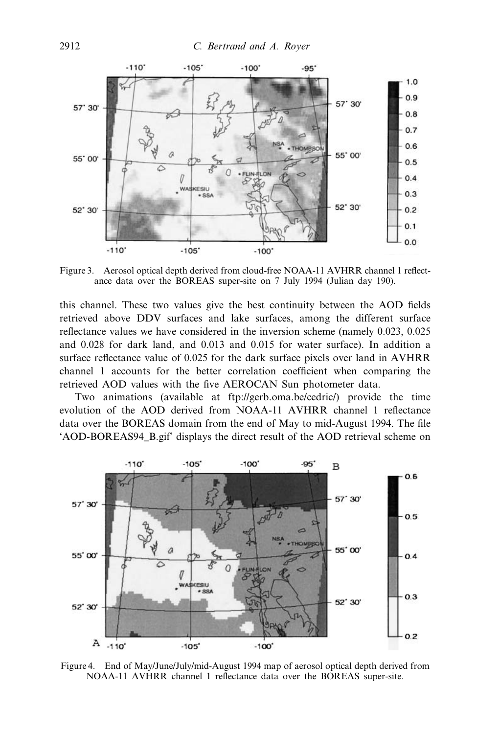Figure 3. Aerosol optical depth derived from cloud-free NOAA-11 AVHRR channel 1 reflectance data over the BOREAS super-site on 7 July 1994 (Julian day 190).

this channel. These two values give the best continuity between the AOD fields retrieved above DDV surfaces and lake surfaces, among the different surface reflectance values we have considered in the inversion scheme (namely 0.023, 0.025 and 0.028 for dark land, and 0.013 and 0.015 for water surface). In addition a surface reflectance value of 0.025 for the dark surface pixels over land in AVHRR channel 1 accounts for the better correlation coefficient when comparing the retrieved AOD values with the five AEROCAN Sun photometer data.

Two animations (available at ftp://gerb.oma.be/cedric/) provide the time evolution of the AOD derived from NOAA-11 AVHRR channel 1 reflectance data over the BOREAS domain from the end of May to mid-August 1994. The file 'AOD-BOREAS94_B.gif' displays the direct result of the AOD retrieval scheme on

Figure 4. End of May/June/July/mid-August 1994 map of aerosol optical depth derived from NOAA-11 AVHRR channel 1 reflectance data over the BOREAS super-site.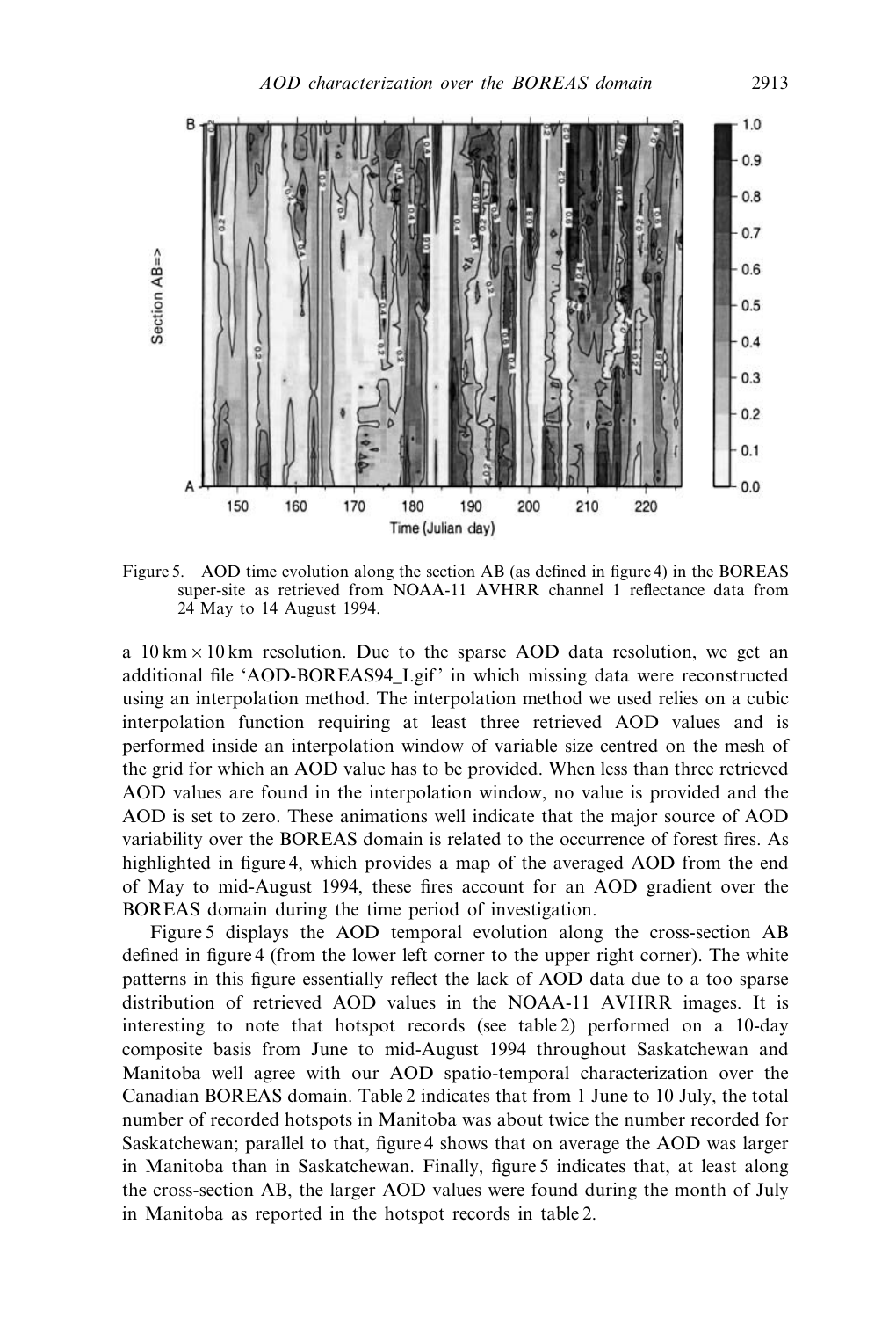Figure 5. AOD time evolution along the section AB (as defined in figure 4) in the BOREAS super-site as retrieved from NOAA-11 AVHRR channel 1 reflectance data from 24 May to 14 August 1994.

a 10 km × 10 km resolution. Due to the sparse AOD data resolution, we get an additional file 'AOD-BOREAS94_I.gif' in which missing data were reconstructed using an interpolation method. The interpolation method we used relies on a cubic interpolation function requiring at least three retrieved AOD values and is performed inside an interpolation window of variable size centred on the mesh of the grid for which an AOD value has to be provided. When less than three retrieved AOD values are found in the interpolation window, no value is provided and the AOD is set to zero. These animations well indicate that the major source of AOD variability over the BOREAS domain is related to the occurrence of forest fires. As highlighted in figure 4, which provides a map of the averaged AOD from the end of May to mid-August 1994, these fires account for an AOD gradient over the BOREAS domain during the time period of investigation.

Figure 5 displays the AOD temporal evolution along the cross-section AB defined in figure 4 (from the lower left corner to the upper right corner). The white patterns in this figure essentially reflect the lack of AOD data due to a too sparse distribution of retrieved AOD values in the NOAA-11 AVHRR images. It is interesting to note that hotspot records (see table 2) performed on a 10-day composite basis from June to mid-August 1994 throughout Saskatchewan and Manitoba well agree with our AOD spatio-temporal characterization over the Canadian BOREAS domain. Table 2 indicates that from 1 June to 10 July, the total number of recorded hotspots in Manitoba was about twice the number recorded for Saskatchewan; parallel to that, figure 4 shows that on average the AOD was larger in Manitoba than in Saskatchewan. Finally, figure 5 indicates that, at least along the cross-section AB, the larger AOD values were found during the month of July in Manitoba as reported in the hotspot records in table 2.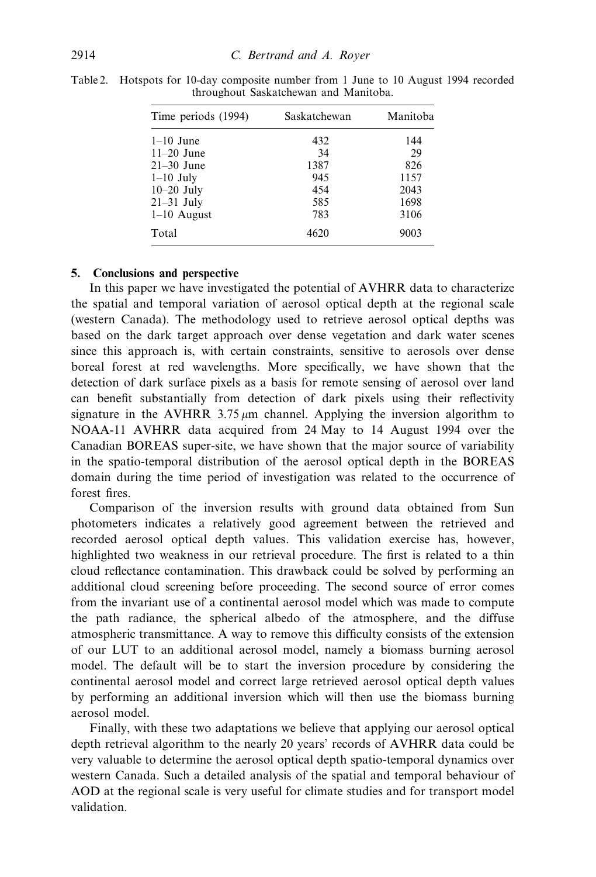Table 2. Hotspots for 10-day composite number from 1 June to 10 August 1994 recorded throughout Saskatchewan and Manitoba.

| Time periods (1994) | Saskatchewan | Manitoba |
|---|---|---|
| 1–10 June | 432 | 144 |
| 11–20 June | 34 | 29 |
| 21–30 June | 1387 | 826 |
| 1–10 July | 945 | 1157 |
| 10–20 July | 454 | 2043 |
| 21–31 July | 585 | 1698 |
| 1–10 August | 783 | 3106 |
| Total | 4620 | 9003 |

## 5. Conclusions and perspective

In this paper we have investigated the potential of AVHRR data to characterize the spatial and temporal variation of aerosol optical depth at the regional scale (western Canada). The methodology used to retrieve aerosol optical depths was based on the dark target approach over dense vegetation and dark water scenes since this approach is, with certain constraints, sensitive to aerosols over dense boreal forest at red wavelengths. More specifically, we have shown that the detection of dark surface pixels as a basis for remote sensing of aerosol over land can benefit substantially from detection of dark pixels using their reflectivity signature in the AVHRR 3.75 $\mu$m channel. Applying the inversion algorithm to NOAA-11 AVHRR data acquired from 24 May to 14 August 1994 over the Canadian BOREAS super-site, we have shown that the major source of variability in the spatio-temporal distribution of the aerosol optical depth in the BOREAS domain during the time period of investigation was related to the occurrence of forest fires.

Comparison of the inversion results with ground data obtained from Sun photometers indicates a relatively good agreement between the retrieved and recorded aerosol optical depth values. This validation exercise has, however, highlighted two weakness in our retrieval procedure. The first is related to a thin cloud reflectance contamination. This drawback could be solved by performing an additional cloud screening before proceeding. The second source of error comes from the invariant use of a continental aerosol model which was made to compute the path radiance, the spherical albedo of the atmosphere, and the diffuse atmospheric transmittance. A way to remove this difficulty consists of the extension of our LUT to an additional aerosol model, namely a biomass burning aerosol model. The default will be to start the inversion procedure by considering the continental aerosol model and correct large retrieved aerosol optical depth values by performing an additional inversion which will then use the biomass burning aerosol model.

Finally, with these two adaptations we believe that applying our aerosol optical depth retrieval algorithm to the nearly 20 years' records of AVHRR data could be very valuable to determine the aerosol optical depth spatio-temporal dynamics over western Canada. Such a detailed analysis of the spatial and temporal behaviour of AOD at the regional scale is very useful for climate studies and for transport model validation.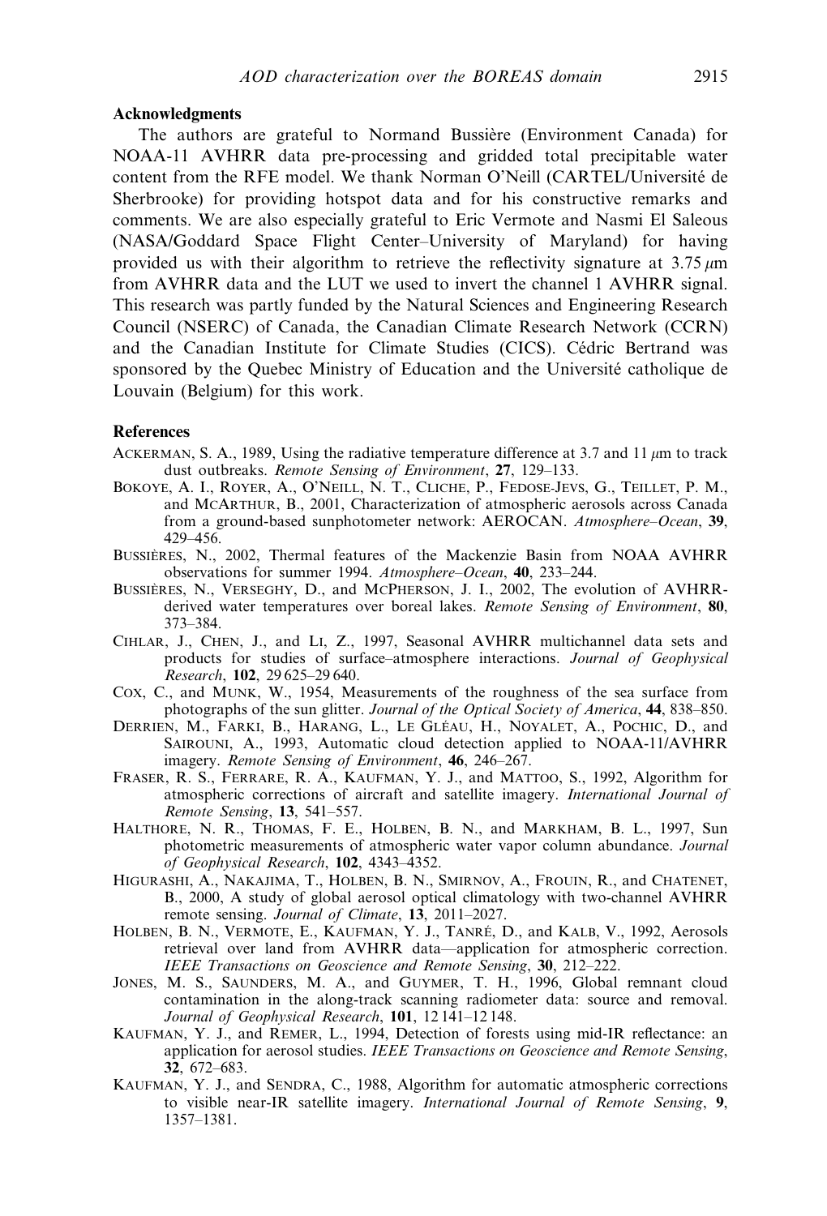## Acknowledgments

The authors are grateful to Normand Bussière (Environment Canada) for NOAA-11 AVHRR data pre-processing and gridded total precipitable water content from the RFE model. We thank Norman O'Neill (CARTEL/Université de Sherbrooke) for providing hotspot data and for his constructive remarks and comments. We are also especially grateful to Eric Vermote and Nasmi El Saleous (NASA/Goddard Space Flight Center–University of Maryland) for having provided us with their algorithm to retrieve the reflectivity signature at 3.75 $\mu$m from AVHRR data and the LUT we used to invert the channel 1 AVHRR signal. This research was partly funded by the Natural Sciences and Engineering Research Council (NSERC) of Canada, the Canadian Climate Research Network (CCRN) and the Canadian Institute for Climate Studies (CICS). Cédric Bertrand was sponsored by the Quebec Ministry of Education and the Université catholique de Louvain (Belgium) for this work.

## References

Ackerman, S. A., 1989, Using the radiative temperature difference at 3.7 and 11 $\mu$m to track dust outbreaks. *Remote Sensing of Environment*, **27**, 129–133.

Bokoye, A. I., Royer, A., O'Neill, N. T., Cliche, P., Fedose-Jevs, G., Teillet, P. M., and McArthur, B., 2001, Characterization of atmospheric aerosols across Canada from a ground-based sunphotometer network: AEROCAN. *Atmosphere–Ocean*, **39**, 429–456.

Bussières, N., 2002, Thermal features of the Mackenzie Basin from NOAA AVHRR observations for summer 1994. *Atmosphere–Ocean*, **40**, 233–244.

Bussières, N., Verseghy, D., and McPherson, J. I., 2002, The evolution of AVHRR-derived water temperatures over boreal lakes. *Remote Sensing of Environment*, **80**, 373–384.

Cihlar, J., Chen, J., and Li, Z., 1997, Seasonal AVHRR multichannel data sets and products for studies of surface–atmosphere interactions. *Journal of Geophysical Research*, **102**, 29 625–29 640.

Cox, C., and Munk, W., 1954, Measurements of the roughness of the sea surface from photographs of the sun glitter. *Journal of the Optical Society of America*, **44**, 838–850.

Derrien, M., Farki, B., Harang, L., Le Gléau, H., Noyalet, A., Pochic, D., and Sairouni, A., 1993, Automatic cloud detection applied to NOAA-11/AVHRR imagery. *Remote Sensing of Environment*, **46**, 246–267.

Fraser, R. S., Ferrare, R. A., Kaufman, Y. J., and Mattoo, S., 1992, Algorithm for atmospheric corrections of aircraft and satellite imagery. *International Journal of Remote Sensing*, **13**, 541–557.

Halthore, N. R., Thomas, F. E., Holben, B. N., and Markham, B. L., 1997, Sun photometric measurements of atmospheric water vapor column abundance. *Journal of Geophysical Research*, **102**, 4343–4352.

Higurashi, A., Nakajima, T., Holben, B. N., Smirnov, A., Frouin, R., and Chatenet, B., 2000, A study of global aerosol optical climatology with two-channel AVHRR remote sensing. *Journal of Climate*, **13**, 2011–2027.

Holben, B. N., Vermote, E., Kaufman, Y. J., Tanré, D., and Kalb, V., 1992, Aerosols retrieval over land from AVHRR data—application for atmospheric correction. *IEEE Transactions on Geoscience and Remote Sensing*, **30**, 212–222.

Jones, M. S., Saunders, M. A., and Guymer, T. H., 1996, Global remnant cloud contamination in the along-track scanning radiometer data: source and removal. *Journal of Geophysical Research*, **101**, 12 141–12 148.

Kaufman, Y. J., and Remer, L., 1994, Detection of forests using mid-IR reflectance: an application for aerosol studies. *IEEE Transactions on Geoscience and Remote Sensing*, **32**, 672–683.

Kaufman, Y. J., and Sendra, C., 1988, Algorithm for automatic atmospheric corrections to visible near-IR satellite imagery. *International Journal of Remote Sensing*, **9**, 1357–1381.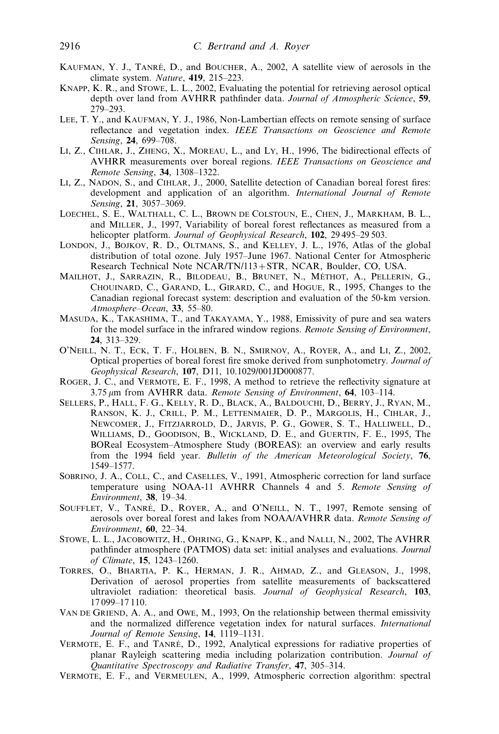Kaufman, Y. J., Tanré, D., and Boucher, A., 2002, A satellite view of aerosols in the climate system. *Nature*, **419**, 215–223.

Knapp, K. R., and Stowe, L. L., 2002, Evaluating the potential for retrieving aerosol optical depth over land from AVHRR pathfinder data. *Journal of Atmospheric Science*, **59**, 279–293.

Lee, T. Y., and Kaufman, Y. J., 1986, Non-Lambertian effects on remote sensing of surface reflectance and vegetation index. *IEEE Transactions on Geoscience and Remote Sensing*, **24**, 699–708.

Li, Z., Cihlar, J., Zheng, X., Moreau, L., and Ly, H., 1996, The bidirectional effects of AVHRR measurements over boreal regions. *IEEE Transactions on Geoscience and Remote Sensing*, **34**, 1308–1322.

Li, Z., Nadon, S., and Cihlar, J., 2000, Satellite detection of Canadian boreal forest fires: development and application of an algorithm. *International Journal of Remote Sensing*, **21**, 3057–3069.

Loechel, S. E., Walthall, C. L., Brown de Colstoun, E., Chen, J., Markham, B. L., and Miller, J., 1997, Variability of boreal forest reflectances as measured from a helicopter platform. *Journal of Geophysical Research*, **102**, 29 495–29 503.

London, J., Bojkov, R. D., Oltmans, S., and Kelley, J. L., 1976, Atlas of the global distribution of total ozone. July 1957–June 1967. National Center for Atmospheric Research Technical Note NCAR/TN/113+STR, NCAR, Boulder, CO, USA.

Mailhot, J., Sarrazin, R., Bilodeau, B., Brunet, N., Méthot, A., Pellerin, G., Chouinard, C., Garand, L., Girard, C., and Hogue, R., 1995, Changes to the Canadian regional forecast system: description and evaluation of the 50-km version. *Atmosphere–Ocean*, **33**, 55–80.

Masuda, K., Takashima, T., and Takayama, Y., 1988, Emissivity of pure and sea waters for the model surface in the infrared window regions. *Remote Sensing of Environment*, **24**, 313–329.

O'Neill, N. T., Eck, T. F., Holben, B. N., Smirnov, A., Royer, A., and Li, Z., 2002, Optical properties of boreal forest fire smoke derived from sunphotometry. *Journal of Geophysical Research*, **107**, D11, 10.1029/001JD000877.

Roger, J. C., and Vermote, E. F., 1998, A method to retrieve the reflectivity signature at 3.75 $\mu$m from AVHRR data. *Remote Sensing of Environment*, **64**, 103–114.

Sellers, P., Hall, F. G., Kelly, R. D., Black, A., Baldouchi, D., Berry, J., Ryan, M., Ranson, K. J., Crill, P. M., Lettenmaier, D. P., Margolis, H., Cihlar, J., Newcomer, J., Fitzjarrold, D., Jarvis, P. G., Gower, S. T., Halliwell, D., Williams, D., Goodison, B., Wickland, D. E., and Guertin, F. E., 1995, The BOReal Ecosystem–Atmosphere Study (BOREAS): an overview and early results from the 1994 field year. *Bulletin of the American Meteorological Society*, **76**, 1549–1577.

Sobrino, J. A., Coll, C., and Caselles, V., 1991, Atmospheric correction for land surface temperature using NOAA-11 AVHRR Channels 4 and 5. *Remote Sensing of Environment*, **38**, 19–34.

Soufflet, V., Tanré, D., Royer, A., and O'Neill, N. T., 1997, Remote sensing of aerosols over boreal forest and lakes from NOAA/AVHRR data. *Remote Sensing of Environment*, **60**, 22–34.

Stowe, L. L., Jacobowitz, H., Ohring, G., Knapp, K., and Nalli, N., 2002, The AVHRR pathfinder atmosphere (PATMOS) data set: initial analyses and evaluations. *Journal of Climate*, **15**, 1243–1260.

Torres, O., Bhartia, P. K., Herman, J. R., Ahmad, Z., and Gleason, J., 1998, Derivation of aerosol properties from satellite measurements of backscattered ultraviolet radiation: theoretical basis. *Journal of Geophysical Research*, **103**, 17 099–17 110.

Van de Griend, A. A., and Owe, M., 1993, On the relationship between thermal emissivity and the normalized difference vegetation index for natural surfaces. *International Journal of Remote Sensing*, **14**, 1119–1131.

Vermote, E. F., and Tanré, D., 1992, Analytical expressions for radiative properties of planar Rayleigh scattering media including polarization contribution. *Journal of Quantitative Spectroscopy and Radiative Transfer*, **47**, 305–314.

Vermote, E. F., and Vermeulen, A., 1999, Atmospheric correction algorithm: spectral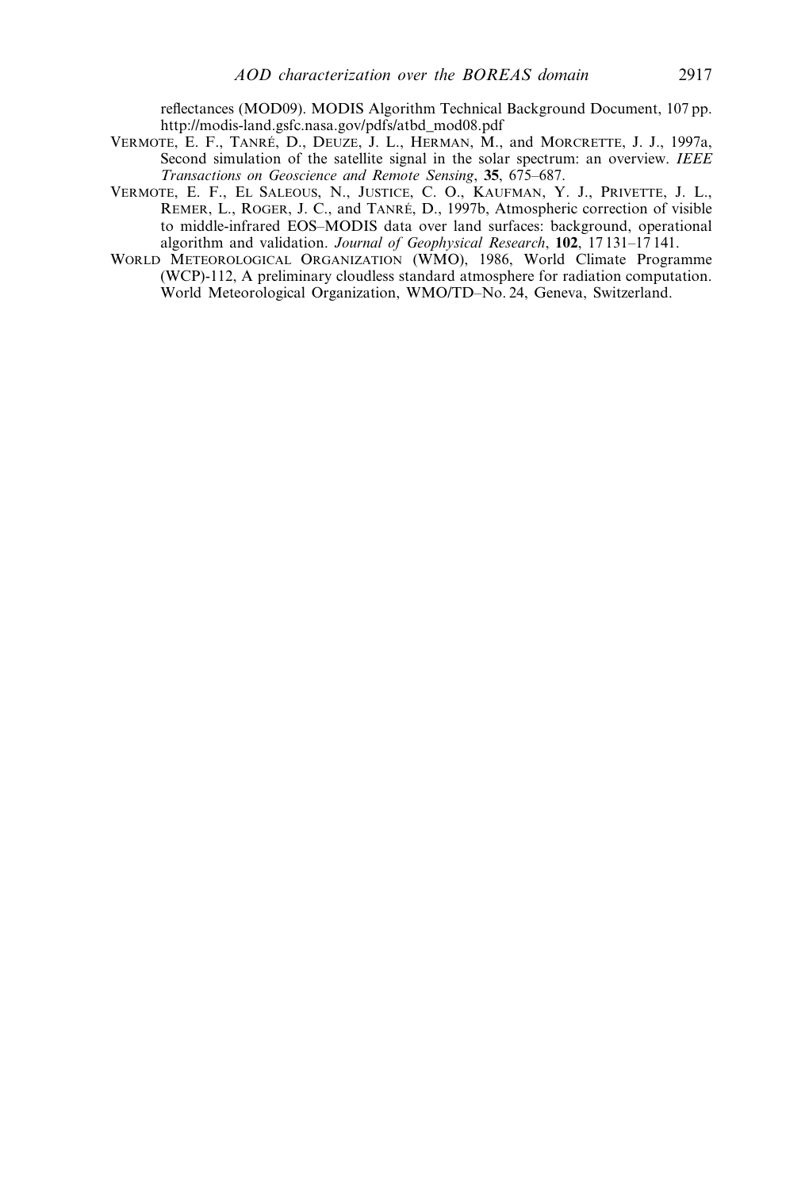reflectances (MOD09). MODIS Algorithm Technical Background Document, 107 pp. http://modis-land.gsfc.nasa.gov/pdfs/atbd_mod08.pdf

Vermote, E. F., Tanré, D., Deuze, J. L., Herman, M., and Morcrette, J. J., 1997a, Second simulation of the satellite signal in the solar spectrum: an overview. *IEEE Transactions on Geoscience and Remote Sensing*, **35**, 675–687.

Vermote, E. F., El Saleous, N., Justice, C. O., Kaufman, Y. J., Privette, J. L., Remer, L., Roger, J. C., and Tanré, D., 1997b, Atmospheric correction of visible to middle-infrared EOS–MODIS data over land surfaces: background, operational algorithm and validation. *Journal of Geophysical Research*, **102**, 17 131–17 141.

World Meteorological Organization (WMO), 1986, World Climate Programme (WCP)-112, A preliminary cloudless standard atmosphere for radiation computation. World Meteorological Organization, WMO/TD–No. 24, Geneva, Switzerland.